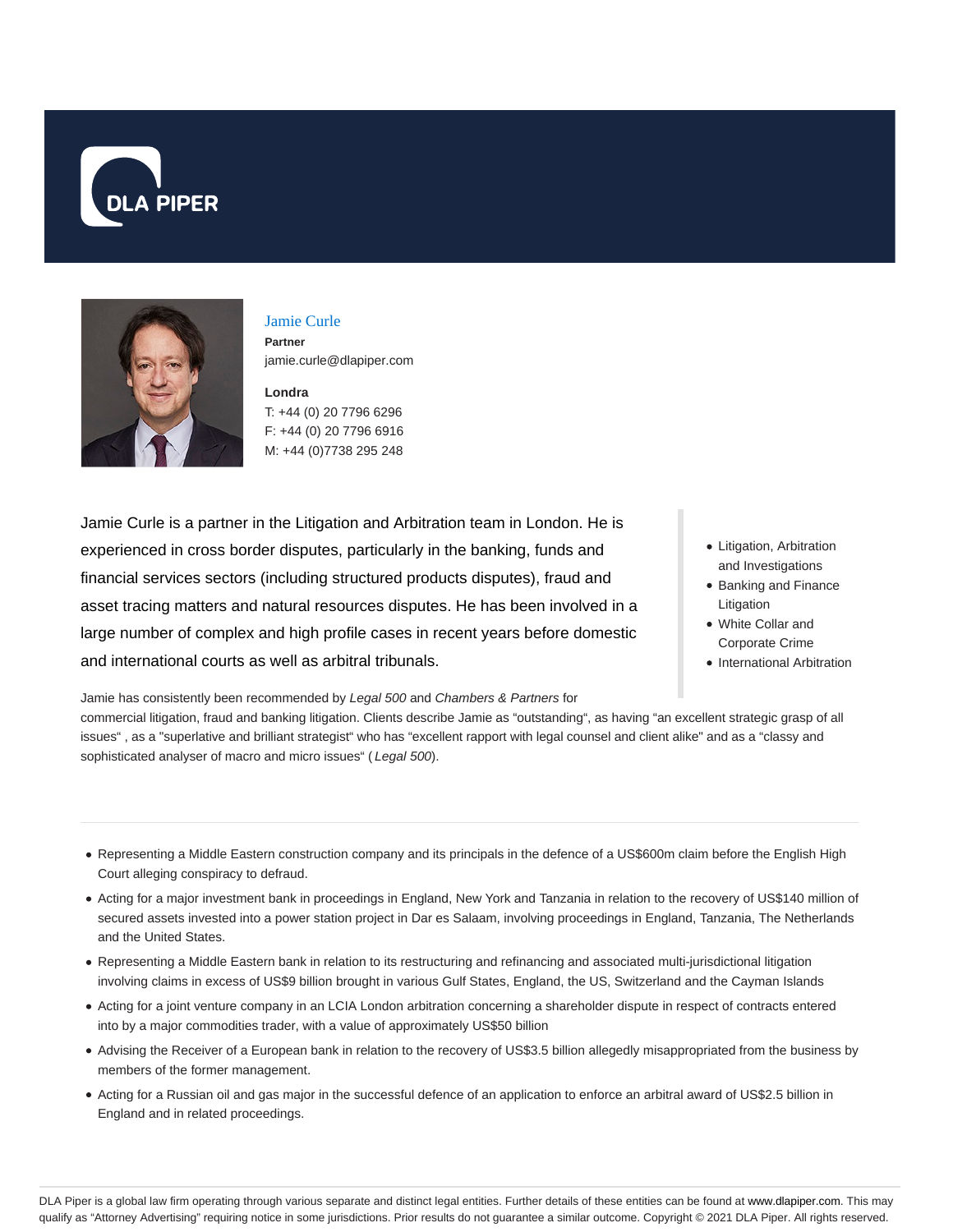DLA PIPER

# Jamie Curle

**Partner**
jamie.curle@dlapiper.com

**Londra**
T: +44 (0) 20 7796 6296
F: +44 (0) 20 7796 6916
M: +44 (0)7738 295 248

Jamie Curle is a partner in the Litigation and Arbitration team in London. He is experienced in cross border disputes, particularly in the banking, funds and financial services sectors (including structured products disputes), fraud and asset tracing matters and natural resources disputes. He has been involved in a large number of complex and high profile cases in recent years before domestic and international courts as well as arbitral tribunals.

- Litigation, Arbitration and Investigations
- Banking and Finance Litigation
- White Collar and Corporate Crime
- International Arbitration

Jamie has consistently been recommended by *Legal 500* and *Chambers & Partners* for commercial litigation, fraud and banking litigation. Clients describe Jamie as "outstanding", as having "an excellent strategic grasp of all issues" , as a "superlative and brilliant strategist" who has "excellent rapport with legal counsel and client alike" and as a "classy and sophisticated analyser of macro and micro issues" ( *Legal 500*).

---

- Representing a Middle Eastern construction company and its principals in the defence of a US$600m claim before the English High Court alleging conspiracy to defraud.
- Acting for a major investment bank in proceedings in England, New York and Tanzania in relation to the recovery of US$140 million of secured assets invested into a power station project in Dar es Salaam, involving proceedings in England, Tanzania, The Netherlands and the United States.
- Representing a Middle Eastern bank in relation to its restructuring and refinancing and associated multi-jurisdictional litigation involving claims in excess of US$9 billion brought in various Gulf States, England, the US, Switzerland and the Cayman Islands
- Acting for a joint venture company in an LCIA London arbitration concerning a shareholder dispute in respect of contracts entered into by a major commodities trader, with a value of approximately US$50 billion
- Advising the Receiver of a European bank in relation to the recovery of US$3.5 billion allegedly misappropriated from the business by members of the former management.
- Acting for a Russian oil and gas major in the successful defence of an application to enforce an arbitral award of US$2.5 billion in England and in related proceedings.

DLA Piper is a global law firm operating through various separate and distinct legal entities. Further details of these entities can be found at www.dlapiper.com. This may qualify as "Attorney Advertising" requiring notice in some jurisdictions. Prior results do not guarantee a similar outcome. Copyright © 2021 DLA Piper. All rights reserved.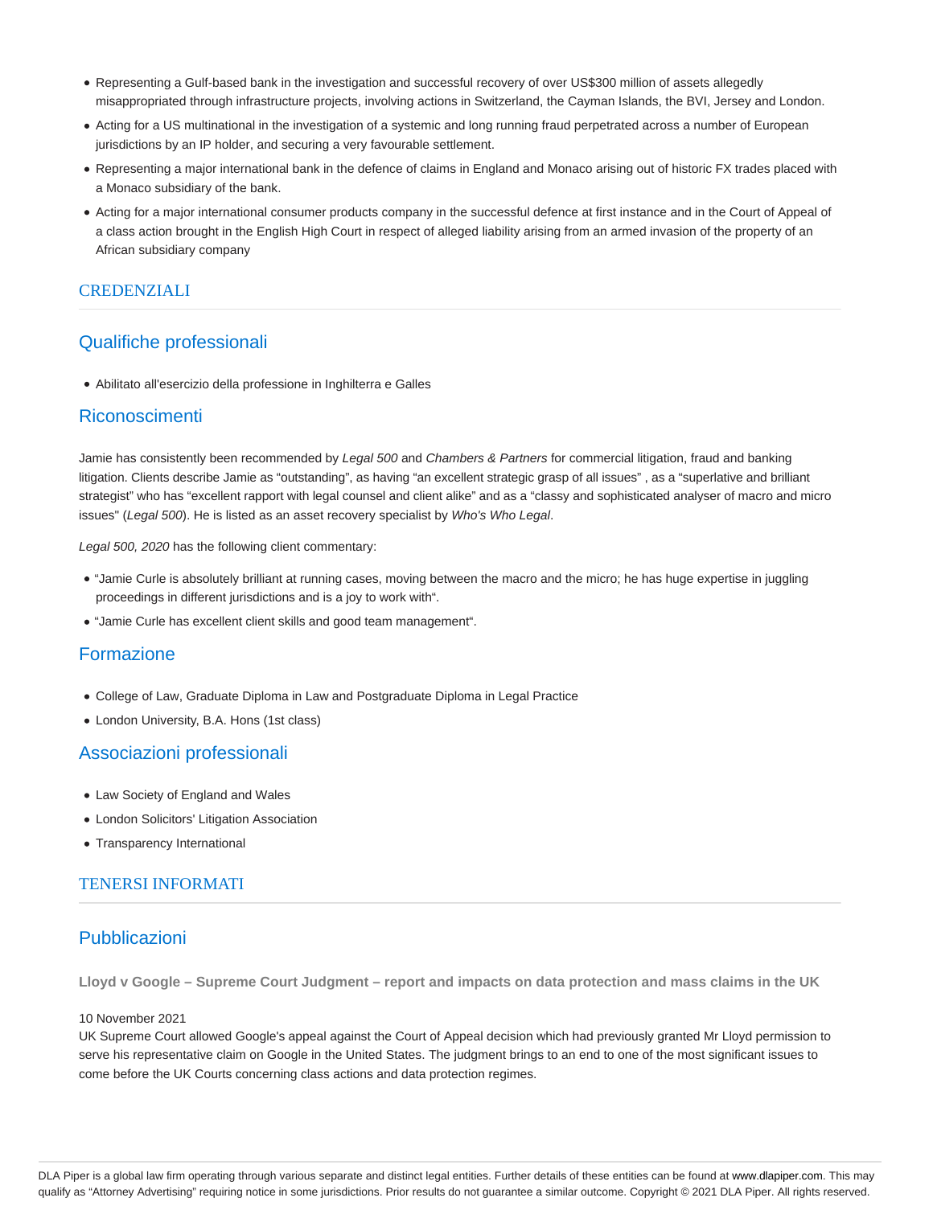- Representing a Gulf-based bank in the investigation and successful recovery of over US$300 million of assets allegedly misappropriated through infrastructure projects, involving actions in Switzerland, the Cayman Islands, the BVI, Jersey and London.
- Acting for a US multinational in the investigation of a systemic and long running fraud perpetrated across a number of European jurisdictions by an IP holder, and securing a very favourable settlement.
- Representing a major international bank in the defence of claims in England and Monaco arising out of historic FX trades placed with a Monaco subsidiary of the bank.
- Acting for a major international consumer products company in the successful defence at first instance and in the Court of Appeal of a class action brought in the English High Court in respect of alleged liability arising from an armed invasion of the property of an African subsidiary company

## CREDENZIALI

### Qualifiche professionali

- Abilitato all'esercizio della professione in Inghilterra e Galles

### Riconoscimenti

Jamie has consistently been recommended by *Legal 500* and *Chambers & Partners* for commercial litigation, fraud and banking litigation. Clients describe Jamie as "outstanding", as having "an excellent strategic grasp of all issues" , as a "superlative and brilliant strategist" who has "excellent rapport with legal counsel and client alike" and as a "classy and sophisticated analyser of macro and micro issues" (*Legal 500*). He is listed as an asset recovery specialist by *Who's Who Legal*.

*Legal 500, 2020* has the following client commentary:

- "Jamie Curle is absolutely brilliant at running cases, moving between the macro and the micro; he has huge expertise in juggling proceedings in different jurisdictions and is a joy to work with".
- "Jamie Curle has excellent client skills and good team management".

### Formazione

- College of Law, Graduate Diploma in Law and Postgraduate Diploma in Legal Practice
- London University, B.A. Hons (1st class)

### Associazioni professionali

- Law Society of England and Wales
- London Solicitors' Litigation Association
- Transparency International

## TENERSI INFORMATI

### Pubblicazioni

**Lloyd v Google – Supreme Court Judgment – report and impacts on data protection and mass claims in the UK**

10 November 2021
UK Supreme Court allowed Google's appeal against the Court of Appeal decision which had previously granted Mr Lloyd permission to serve his representative claim on Google in the United States. The judgment brings to an end to one of the most significant issues to come before the UK Courts concerning class actions and data protection regimes.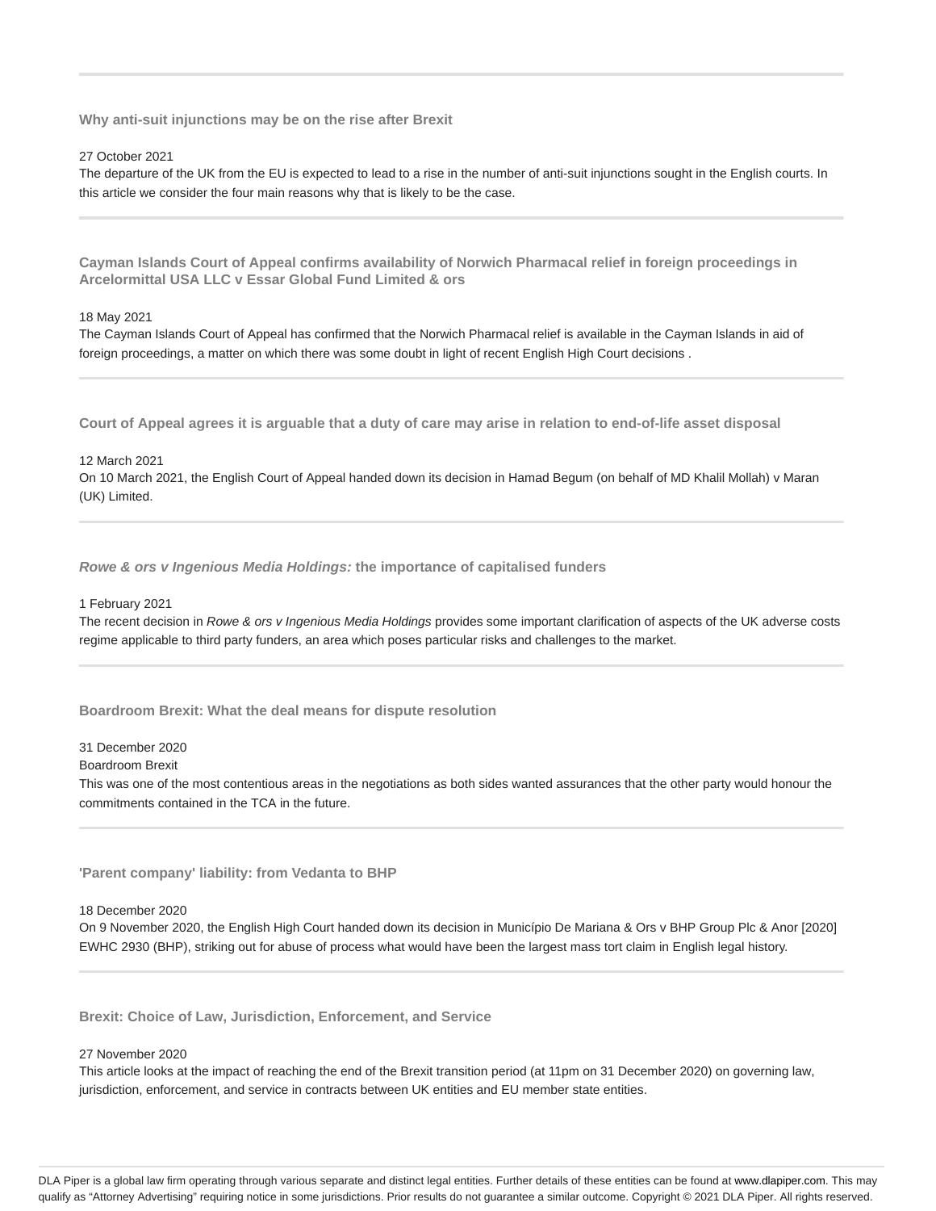### Why anti-suit injunctions may be on the rise after Brexit

27 October 2021

The departure of the UK from the EU is expected to lead to a rise in the number of anti-suit injunctions sought in the English courts. In this article we consider the four main reasons why that is likely to be the case.

---

### Cayman Islands Court of Appeal confirms availability of Norwich Pharmacal relief in foreign proceedings in Arcelormittal USA LLC v Essar Global Fund Limited & ors

18 May 2021

The Cayman Islands Court of Appeal has confirmed that the Norwich Pharmacal relief is available in the Cayman Islands in aid of foreign proceedings, a matter on which there was some doubt in light of recent English High Court decisions .

---

### Court of Appeal agrees it is arguable that a duty of care may arise in relation to end-of-life asset disposal

12 March 2021

On 10 March 2021, the English Court of Appeal handed down its decision in Hamad Begum (on behalf of MD Khalil Mollah) v Maran (UK) Limited.

---

### *Rowe & ors v Ingenious Media Holdings:* the importance of capitalised funders

1 February 2021

The recent decision in *Rowe & ors v Ingenious Media Holdings* provides some important clarification of aspects of the UK adverse costs regime applicable to third party funders, an area which poses particular risks and challenges to the market.

---

### Boardroom Brexit: What the deal means for dispute resolution

31 December 2020

Boardroom Brexit

This was one of the most contentious areas in the negotiations as both sides wanted assurances that the other party would honour the commitments contained in the TCA in the future.

---

### 'Parent company' liability: from Vedanta to BHP

18 December 2020

On 9 November 2020, the English High Court handed down its decision in Município De Mariana & Ors v BHP Group Plc & Anor [2020] EWHC 2930 (BHP), striking out for abuse of process what would have been the largest mass tort claim in English legal history.

---

### Brexit: Choice of Law, Jurisdiction, Enforcement, and Service

27 November 2020

This article looks at the impact of reaching the end of the Brexit transition period (at 11pm on 31 December 2020) on governing law, jurisdiction, enforcement, and service in contracts between UK entities and EU member state entities.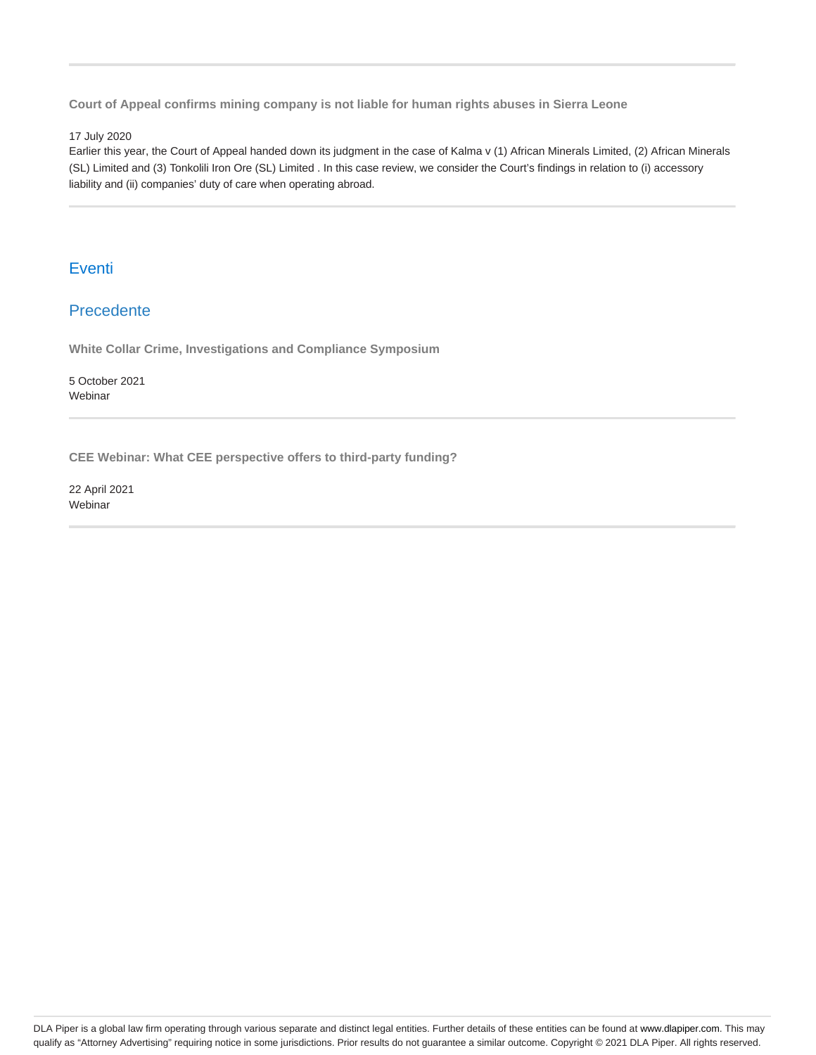**Court of Appeal confirms mining company is not liable for human rights abuses in Sierra Leone**

17 July 2020

Earlier this year, the Court of Appeal handed down its judgment in the case of Kalma v (1) African Minerals Limited, (2) African Minerals (SL) Limited and (3) Tonkolili Iron Ore (SL) Limited . In this case review, we consider the Court's findings in relation to (i) accessory liability and (ii) companies' duty of care when operating abroad.

---

## Eventi

## Precedente

**White Collar Crime, Investigations and Compliance Symposium**

5 October 2021
Webinar

---

**CEE Webinar: What CEE perspective offers to third-party funding?**

22 April 2021
Webinar

---

DLA Piper is a global law firm operating through various separate and distinct legal entities. Further details of these entities can be found at www.dlapiper.com. This may qualify as "Attorney Advertising" requiring notice in some jurisdictions. Prior results do not guarantee a similar outcome. Copyright © 2021 DLA Piper. All rights reserved.